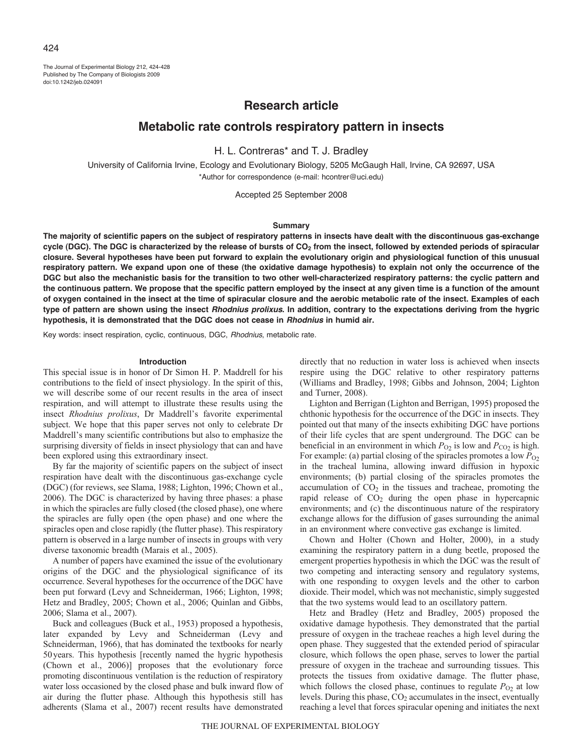The Journal of Experimental Biology 212, 424-428
Published by The Company of Biologists 2009
doi:10.1242/jeb.024091

## Research article

# Metabolic rate controls respiratory pattern in insects

H. L. Contreras* and T. J. Bradley

University of California Irvine, Ecology and Evolutionary Biology, 5205 McGaugh Hall, Irvine, CA 92697, USA

*Author for correspondence (e-mail: hcontrer@uci.edu)

Accepted 25 September 2008

### Summary

**The majority of scientific papers on the subject of respiratory patterns in insects have dealt with the discontinuous gas-exchange cycle (DGC). The DGC is characterized by the release of bursts of $CO_2$ from the insect, followed by extended periods of spiracular closure. Several hypotheses have been put forward to explain the evolutionary origin and physiological function of this unusual respiratory pattern. We expand upon one of these (the oxidative damage hypothesis) to explain not only the occurrence of the DGC but also the mechanistic basis for the transition to two other well-characterized respiratory patterns: the cyclic pattern and the continuous pattern. We propose that the specific pattern employed by the insect at any given time is a function of the amount of oxygen contained in the insect at the time of spiracular closure and the aerobic metabolic rate of the insect. Examples of each type of pattern are shown using the insect *Rhodnius prolixus*. In addition, contrary to the expectations deriving from the hygric hypothesis, it is demonstrated that the DGC does not cease in *Rhodnius* in humid air.**

Key words: insect respiration, cyclic, continuous, DGC, *Rhodnius*, metabolic rate.

### Introduction

This special issue is in honor of Dr Simon H. P. Maddrell for his contributions to the field of insect physiology. In the spirit of this, we will describe some of our recent results in the area of insect respiration, and will attempt to illustrate these results using the insect *Rhodnius prolixus*, Dr Maddrell's favorite experimental subject. We hope that this paper serves not only to celebrate Dr Maddrell's many scientific contributions but also to emphasize the surprising diversity of fields in insect physiology that can and have been explored using this extraordinary insect.

By far the majority of scientific papers on the subject of insect respiration have dealt with the discontinuous gas-exchange cycle (DGC) (for reviews, see Slama, 1988; Lighton, 1996; Chown et al., 2006). The DGC is characterized by having three phases: a phase in which the spiracles are fully closed (the closed phase), one where the spiracles are fully open (the open phase) and one where the spiracles open and close rapidly (the flutter phase). This respiratory pattern is observed in a large number of insects in groups with very diverse taxonomic breadth (Marais et al., 2005).

A number of papers have examined the issue of the evolutionary origins of the DGC and the physiological significance of its occurrence. Several hypotheses for the occurrence of the DGC have been put forward (Levy and Schneiderman, 1966; Lighton, 1998; Hetz and Bradley, 2005; Chown et al., 2006; Quinlan and Gibbs, 2006; Slama et al., 2007).

Buck and colleagues (Buck et al., 1953) proposed a hypothesis, later expanded by Levy and Schneiderman (Levy and Schneiderman, 1966), that has dominated the textbooks for nearly 50 years. This hypothesis [recently named the hygric hypothesis (Chown et al., 2006)] proposes that the evolutionary force promoting discontinuous ventilation is the reduction of respiratory water loss occasioned by the closed phase and bulk inward flow of air during the flutter phase. Although this hypothesis still has adherents (Slama et al., 2007) recent results have demonstrated directly that no reduction in water loss is achieved when insects respire using the DGC relative to other respiratory patterns (Williams and Bradley, 1998; Gibbs and Johnson, 2004; Lighton and Turner, 2008).

Lighton and Berrigan (Lighton and Berrigan, 1995) proposed the chthonic hypothesis for the occurrence of the DGC in insects. They pointed out that many of the insects exhibiting DGC have portions of their life cycles that are spent underground. The DGC can be beneficial in an environment in which $P_{O_2}$ is low and $P_{CO_2}$ is high. For example: (a) partial closing of the spiracles promotes a low $P_{O_2}$ in the tracheal lumina, allowing inward diffusion in hypoxic environments; (b) partial closing of the spiracles promotes the accumulation of $CO_2$ in the tissues and tracheae, promoting the rapid release of $CO_2$ during the open phase in hypercapnic environments; and (c) the discontinuous nature of the respiratory exchange allows for the diffusion of gases surrounding the animal in an environment where convective gas exchange is limited.

Chown and Holter (Chown and Holter, 2000), in a study examining the respiratory pattern in a dung beetle, proposed the emergent properties hypothesis in which the DGC was the result of two competing and interacting sensory and regulatory systems, with one responding to oxygen levels and the other to carbon dioxide. Their model, which was not mechanistic, simply suggested that the two systems would lead to an oscillatory pattern.

Hetz and Bradley (Hetz and Bradley, 2005) proposed the oxidative damage hypothesis. They demonstrated that the partial pressure of oxygen in the tracheae reaches a high level during the open phase. They suggested that the extended period of spiracular closure, which follows the open phase, serves to lower the partial pressure of oxygen in the tracheae and surrounding tissues. This protects the tissues from oxidative damage. The flutter phase, which follows the closed phase, continues to regulate $P_{O_2}$ at low levels. During this phase, $CO_2$ accumulates in the insect, eventually reaching a level that forces spiracular opening and initiates the next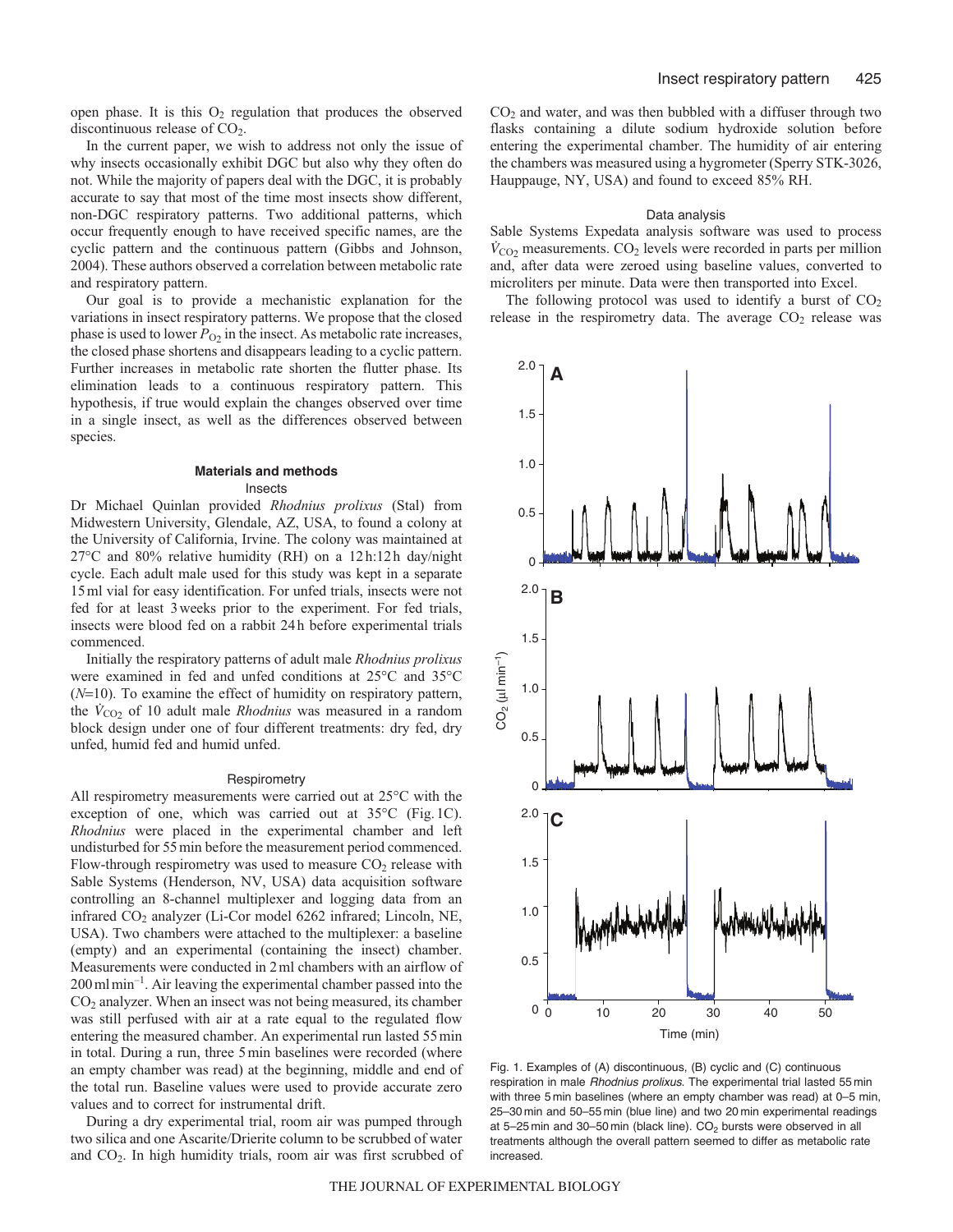open phase. It is this $O_2$ regulation that produces the observed discontinuous release of $CO_2$.

In the current paper, we wish to address not only the issue of why insects occasionally exhibit DGC but also why they often do not. While the majority of papers deal with the DGC, it is probably accurate to say that most of the time most insects show different, non-DGC respiratory patterns. Two additional patterns, which occur frequently enough to have received specific names, are the cyclic pattern and the continuous pattern (Gibbs and Johnson, 2004). These authors observed a correlation between metabolic rate and respiratory pattern.

Our goal is to provide a mechanistic explanation for the variations in insect respiratory patterns. We propose that the closed phase is used to lower $P_{O_2}$ in the insect. As metabolic rate increases, the closed phase shortens and disappears leading to a cyclic pattern. Further increases in metabolic rate shorten the flutter phase. Its elimination leads to a continuous respiratory pattern. This hypothesis, if true would explain the changes observed over time in a single insect, as well as the differences observed between species.

## Materials and methods

### Insects

Dr Michael Quinlan provided *Rhodnius prolixus* (Stal) from Midwestern University, Glendale, AZ, USA, to found a colony at the University of California, Irvine. The colony was maintained at 27°C and 80% relative humidity (RH) on a 12h:12h day/night cycle. Each adult male used for this study was kept in a separate 15ml vial for easy identification. For unfed trials, insects were not fed for at least 3weeks prior to the experiment. For fed trials, insects were blood fed on a rabbit 24h before experimental trials commenced.

Initially the respiratory patterns of adult male *Rhodnius prolixus* were examined in fed and unfed conditions at 25°C and 35°C ($N$=10). To examine the effect of humidity on respiratory pattern, the $\dot{V}_{CO_2}$ of 10 adult male *Rhodnius* was measured in a random block design under one of four different treatments: dry fed, dry unfed, humid fed and humid unfed.

### Respirometry

All respirometry measurements were carried out at 25°C with the exception of one, which was carried out at 35°C (Fig.1C). *Rhodnius* were placed in the experimental chamber and left undisturbed for 55min before the measurement period commenced. Flow-through respirometry was used to measure $CO_2$ release with Sable Systems (Henderson, NV, USA) data acquisition software controlling an 8-channel multiplexer and logging data from an infrared $CO_2$ analyzer (Li-Cor model 6262 infrared; Lincoln, NE, USA). Two chambers were attached to the multiplexer: a baseline (empty) and an experimental (containing the insect) chamber. Measurements were conducted in 2ml chambers with an airflow of 200ml min$^{-1}$. Air leaving the experimental chamber passed into the $CO_2$ analyzer. When an insect was not being measured, its chamber was still perfused with air at a rate equal to the regulated flow entering the measured chamber. An experimental run lasted 55min in total. During a run, three 5min baselines were recorded (where an empty chamber was read) at the beginning, middle and end of the total run. Baseline values were used to provide accurate zero values and to correct for instrumental drift.

During a dry experimental trial, room air was pumped through two silica and one Ascarite/Drierite column to be scrubbed of water and $CO_2$. In high humidity trials, room air was first scrubbed of $CO_2$ and water, and was then bubbled with a diffuser through two flasks containing a dilute sodium hydroxide solution before entering the experimental chamber. The humidity of air entering the chambers was measured using a hygrometer (Sperry STK-3026, Hauppauge, NY, USA) and found to exceed 85% RH.

### Data analysis

Sable Systems Expedata analysis software was used to process $\dot{V}_{CO_2}$ measurements. $CO_2$ levels were recorded in parts per million and, after data were zeroed using baseline values, converted to microliters per minute. Data were then transported into Excel.

The following protocol was used to identify a burst of $CO_2$ release in the respirometry data. The average $CO_2$ release was

Fig. 1. Examples of (A) discontinuous, (B) cyclic and (C) continuous respiration in male *Rhodnius prolixus*. The experimental trial lasted 55min with three 5min baselines (where an empty chamber was read) at 0–5 min, 25–30min and 50–55min (blue line) and two 20min experimental readings at 5–25min and 30–50min (black line). $CO_2$ bursts were observed in all treatments although the overall pattern seemed to differ as metabolic rate increased.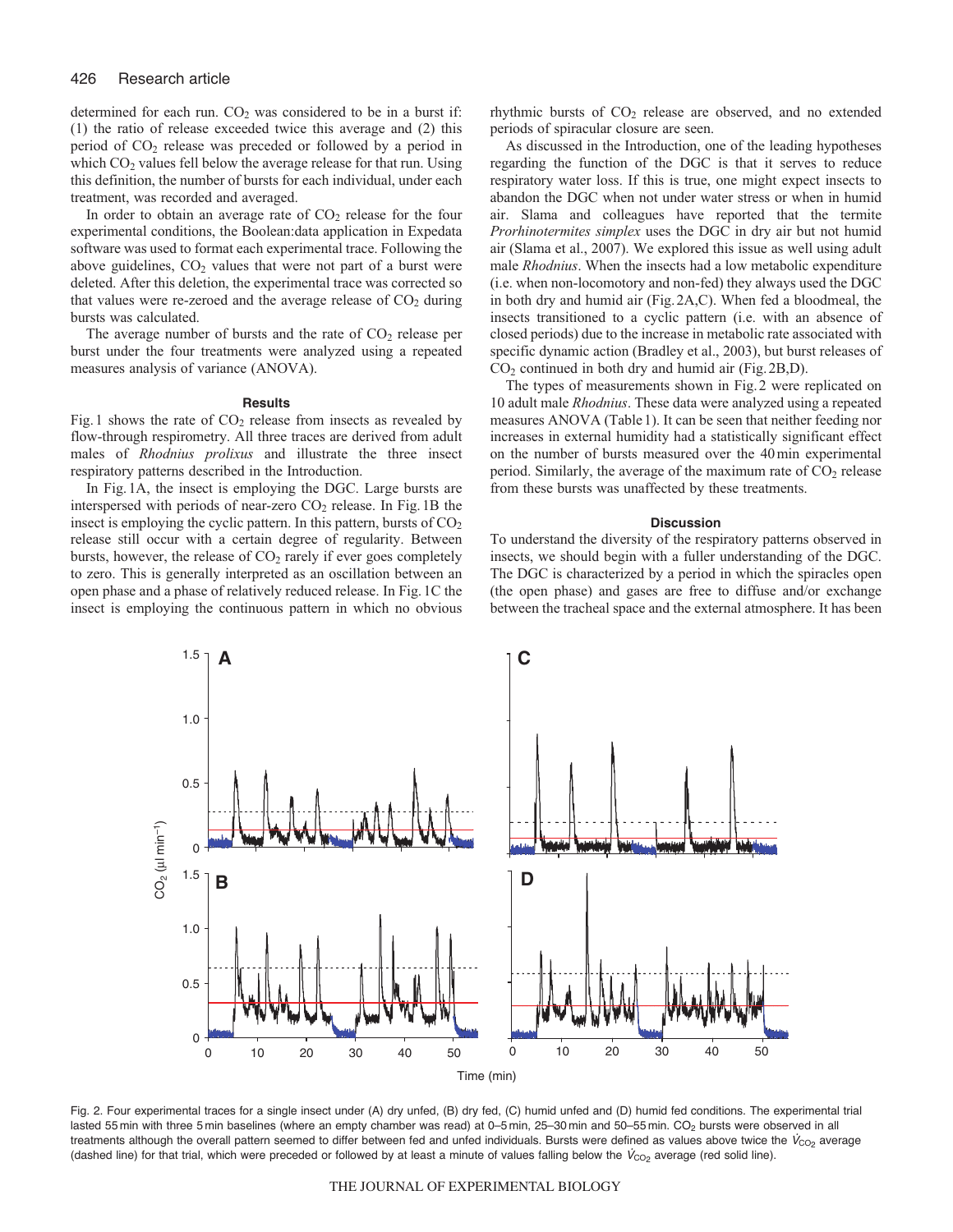determined for each run. $CO_2$ was considered to be in a burst if: (1) the ratio of release exceeded twice this average and (2) this period of $CO_2$ release was preceded or followed by a period in which $CO_2$ values fell below the average release for that run. Using this definition, the number of bursts for each individual, under each treatment, was recorded and averaged.

In order to obtain an average rate of $CO_2$ release for the four experimental conditions, the Boolean:data application in Expedata software was used to format each experimental trace. Following the above guidelines, $CO_2$ values that were not part of a burst were deleted. After this deletion, the experimental trace was corrected so that values were re-zeroed and the average release of $CO_2$ during bursts was calculated.

The average number of bursts and the rate of $CO_2$ release per burst under the four treatments were analyzed using a repeated measures analysis of variance (ANOVA).

## Results

Fig. 1 shows the rate of $CO_2$ release from insects as revealed by flow-through respirometry. All three traces are derived from adult males of *Rhodnius prolixus* and illustrate the three insect respiratory patterns described in the Introduction.

In Fig. 1A, the insect is employing the DGC. Large bursts are interspersed with periods of near-zero $CO_2$ release. In Fig. 1B the insect is employing the cyclic pattern. In this pattern, bursts of $CO_2$ release still occur with a certain degree of regularity. Between bursts, however, the release of $CO_2$ rarely if ever goes completely to zero. This is generally interpreted as an oscillation between an open phase and a phase of relatively reduced release. In Fig. 1C the insect is employing the continuous pattern in which no obvious rhythmic bursts of $CO_2$ release are observed, and no extended periods of spiracular closure are seen.

As discussed in the Introduction, one of the leading hypotheses regarding the function of the DGC is that it serves to reduce respiratory water loss. If this is true, one might expect insects to abandon the DGC when not under water stress or when in humid air. Slama and colleagues have reported that the termite *Prorhinotermites simplex* uses the DGC in dry air but not humid air (Slama et al., 2007). We explored this issue as well using adult male *Rhodnius*. When the insects had a low metabolic expenditure (i.e. when non-locomotory and non-fed) they always used the DGC in both dry and humid air (Fig. 2A,C). When fed a bloodmeal, the insects transitioned to a cyclic pattern (i.e. with an absence of closed periods) due to the increase in metabolic rate associated with specific dynamic action (Bradley et al., 2003), but burst releases of $CO_2$ continued in both dry and humid air (Fig. 2B,D).

The types of measurements shown in Fig. 2 were replicated on 10 adult male *Rhodnius*. These data were analyzed using a repeated measures ANOVA (Table 1). It can be seen that neither feeding nor increases in external humidity had a statistically significant effect on the number of bursts measured over the 40 min experimental period. Similarly, the average of the maximum rate of $CO_2$ release from these bursts was unaffected by these treatments.

## Discussion

To understand the diversity of the respiratory patterns observed in insects, we should begin with a fuller understanding of the DGC. The DGC is characterized by a period in which the spiracles open (the open phase) and gases are free to diffuse and/or exchange between the tracheal space and the external atmosphere. It has been

Fig. 2. Four experimental traces for a single insect under (A) dry unfed, (B) dry fed, (C) humid unfed and (D) humid fed conditions. The experimental trial lasted 55 min with three 5 min baselines (where an empty chamber was read) at 0–5 min, 25–30 min and 50–55 min. $CO_2$ bursts were observed in all treatments although the overall pattern seemed to differ between fed and unfed individuals. Bursts were defined as values above twice the $\dot{V}_{CO_2}$ average (dashed line) for that trial, which were preceded or followed by at least a minute of values falling below the $\dot{V}_{CO_2}$ average (red solid line).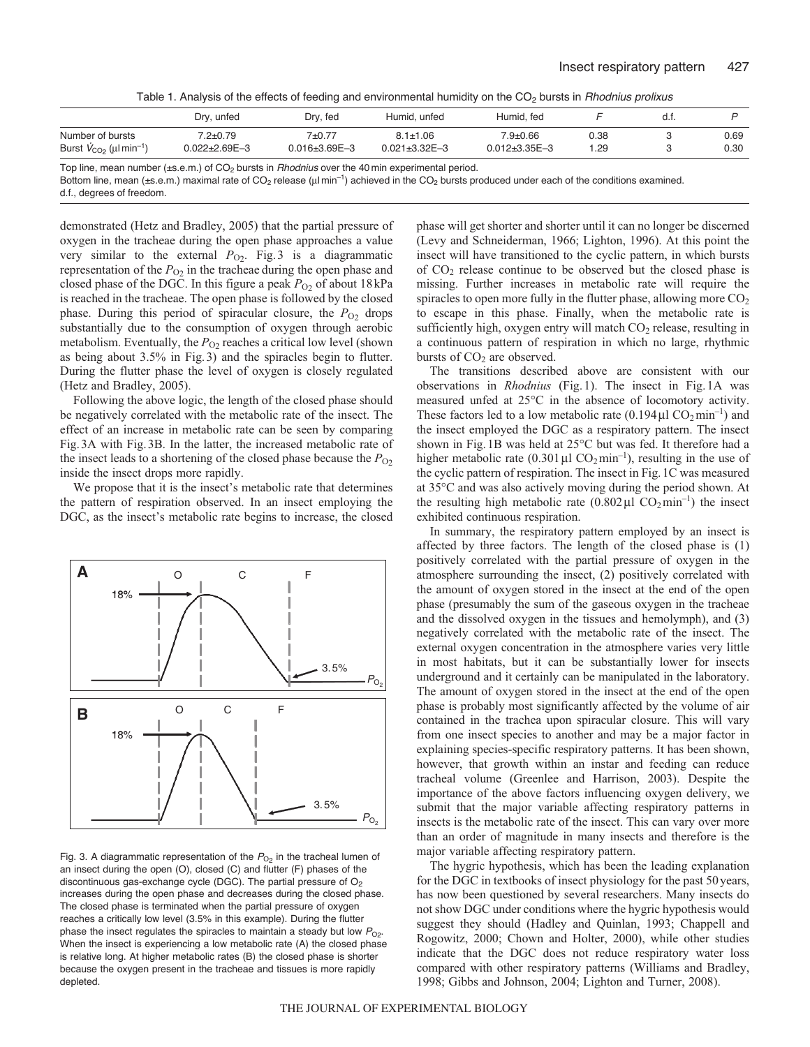Table 1. Analysis of the effects of feeding and environmental humidity on the $CO_2$ bursts in *Rhodnius prolixus*

| | Dry, unfed | Dry, fed | Humid, unfed | Humid, fed | $F$ | d.f. | $P$ |
|---|---|---|---|---|---|---|---|
| Number of bursts | 7.2±0.79 | 7±0.77 | 8.1±1.06 | 7.9±0.66 | 0.38 | 3 | 0.69 |
| Burst $\dot{V}_{CO_2}$ (μl min$^{-1}$) | 0.022±2.69E–3 | 0.016±3.69E–3 | 0.021±3.32E–3 | 0.012±3.35E–3 | 1.29 | 3 | 0.30 |

Top line, mean number (±s.e.m.) of $CO_2$ bursts in *Rhodnius* over the 40 min experimental period.
Bottom line, mean (±s.e.m.) maximal rate of $CO_2$ release (μl min$^{-1}$) achieved in the $CO_2$ bursts produced under each of the conditions examined.
d.f., degrees of freedom.

demonstrated (Hetz and Bradley, 2005) that the partial pressure of oxygen in the tracheae during the open phase approaches a value very similar to the external $P_{O_2}$. Fig. 3 is a diagrammatic representation of the $P_{O_2}$ in the tracheae during the open phase and closed phase of the DGC. In this figure a peak $P_{O_2}$ of about 18 kPa is reached in the tracheae. The open phase is followed by the closed phase. During this period of spiracular closure, the $P_{O_2}$ drops substantially due to the consumption of oxygen through aerobic metabolism. Eventually, the $P_{O_2}$ reaches a critical low level (shown as being about 3.5% in Fig. 3) and the spiracles begin to flutter. During the flutter phase the level of oxygen is closely regulated (Hetz and Bradley, 2005).

Following the above logic, the length of the closed phase should be negatively correlated with the metabolic rate of the insect. The effect of an increase in metabolic rate can be seen by comparing Fig. 3A with Fig. 3B. In the latter, the increased metabolic rate of the insect leads to a shortening of the closed phase because the $P_{O_2}$ inside the insect drops more rapidly.

We propose that it is the insect's metabolic rate that determines the pattern of respiration observed. In an insect employing the DGC, as the insect's metabolic rate begins to increase, the closed

Fig. 3. A diagrammatic representation of the $P_{O_2}$ in the tracheal lumen of an insect during the open (O), closed (C) and flutter (F) phases of the discontinuous gas-exchange cycle (DGC). The partial pressure of $O_2$ increases during the open phase and decreases during the closed phase. The closed phase is terminated when the partial pressure of oxygen reaches a critically low level (3.5% in this example). During the flutter phase the insect regulates the spiracles to maintain a steady but low $P_{O_2}$. When the insect is experiencing a low metabolic rate (A) the closed phase is relative long. At higher metabolic rates (B) the closed phase is shorter because the oxygen present in the tracheae and tissues is more rapidly depleted.

phase will get shorter and shorter until it can no longer be discerned (Levy and Schneiderman, 1966; Lighton, 1996). At this point the insect will have transitioned to the cyclic pattern, in which bursts of $CO_2$ release continue to be observed but the closed phase is missing. Further increases in metabolic rate will require the spiracles to open more fully in the flutter phase, allowing more $CO_2$ to escape in this phase. Finally, when the metabolic rate is sufficiently high, oxygen entry will match $CO_2$ release, resulting in a continuous pattern of respiration in which no large, rhythmic bursts of $CO_2$ are observed.

The transitions described above are consistent with our observations in *Rhodnius* (Fig. 1). The insect in Fig. 1A was measured unfed at 25°C in the absence of locomotory activity. These factors led to a low metabolic rate (0.194 μl $CO_2$ min$^{-1}$) and the insect employed the DGC as a respiratory pattern. The insect shown in Fig. 1B was held at 25°C but was fed. It therefore had a higher metabolic rate (0.301 μl $CO_2$ min$^{-1}$), resulting in the use of the cyclic pattern of respiration. The insect in Fig. 1C was measured at 35°C and was also actively moving during the period shown. At the resulting high metabolic rate (0.802 μl $CO_2$ min$^{-1}$) the insect exhibited continuous respiration.

In summary, the respiratory pattern employed by an insect is affected by three factors. The length of the closed phase is (1) positively correlated with the partial pressure of oxygen in the atmosphere surrounding the insect, (2) positively correlated with the amount of oxygen stored in the insect at the end of the open phase (presumably the sum of the gaseous oxygen in the tracheae and the dissolved oxygen in the tissues and hemolymph), and (3) negatively correlated with the metabolic rate of the insect. The external oxygen concentration in the atmosphere varies very little in most habitats, but it can be substantially lower for insects underground and it certainly can be manipulated in the laboratory. The amount of oxygen stored in the insect at the end of the open phase is probably most significantly affected by the volume of air contained in the trachea upon spiracular closure. This will vary from one insect species to another and may be a major factor in explaining species-specific respiratory patterns. It has been shown, however, that growth within an instar and feeding can reduce tracheal volume (Greenlee and Harrison, 2003). Despite the importance of the above factors influencing oxygen delivery, we submit that the major variable affecting respiratory patterns in insects is the metabolic rate of the insect. This can vary over more than an order of magnitude in many insects and therefore is the major variable affecting respiratory pattern.

The hygric hypothesis, which has been the leading explanation for the DGC in textbooks of insect physiology for the past 50 years, has now been questioned by several researchers. Many insects do not show DGC under conditions where the hygric hypothesis would suggest they should (Hadley and Quinlan, 1993; Chappell and Rogowitz, 2000; Chown and Holter, 2000), while other studies indicate that the DGC does not reduce respiratory water loss compared with other respiratory patterns (Williams and Bradley, 1998; Gibbs and Johnson, 2004; Lighton and Turner, 2008).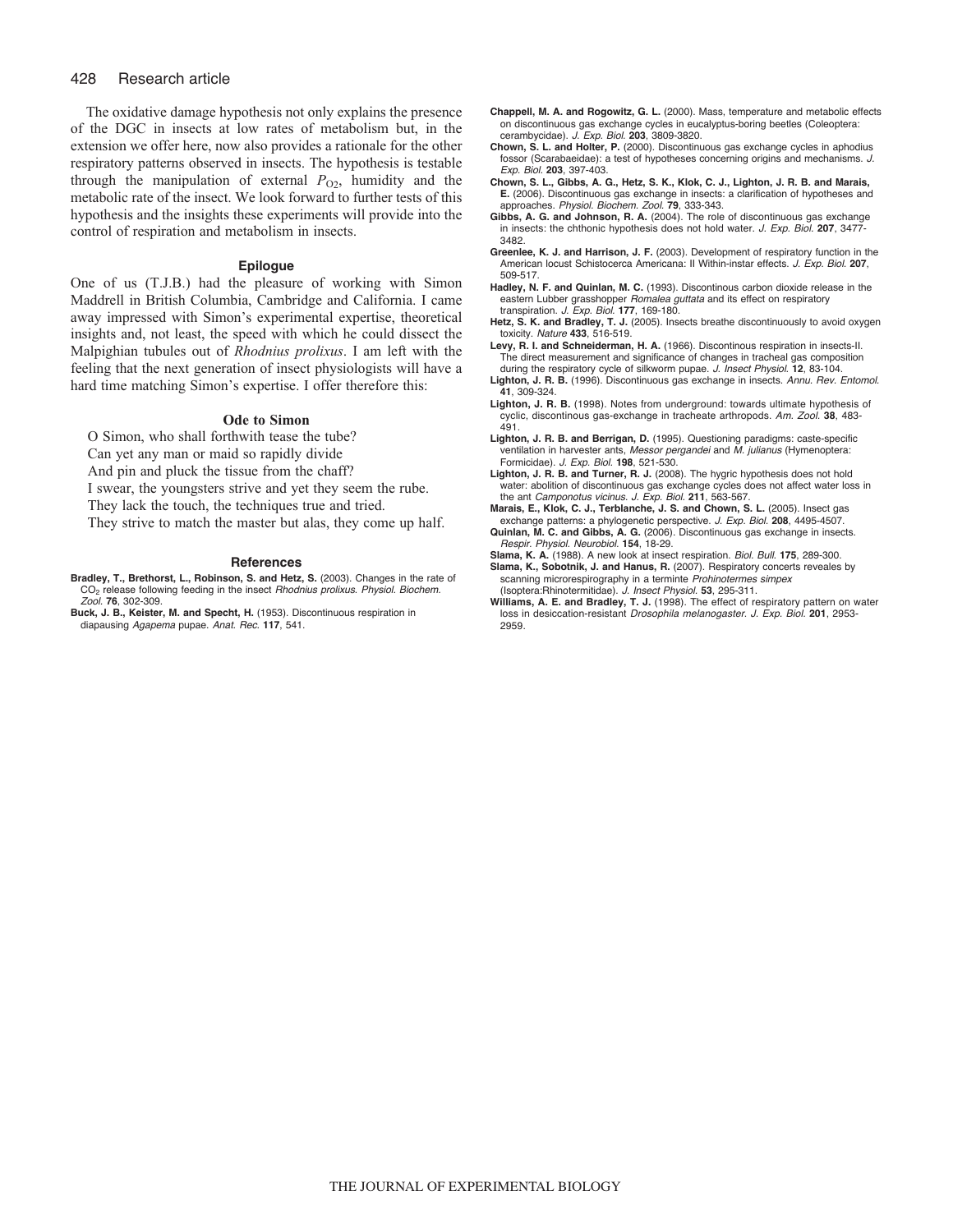The oxidative damage hypothesis not only explains the presence of the DGC in insects at low rates of metabolism but, in the extension we offer here, now also provides a rationale for the other respiratory patterns observed in insects. The hypothesis is testable through the manipulation of external $P_{O_2}$, humidity and the metabolic rate of the insect. We look forward to further tests of this hypothesis and the insights these experiments will provide into the control of respiration and metabolism in insects.

## Epilogue

One of us (T.J.B.) had the pleasure of working with Simon Maddrell in British Columbia, Cambridge and California. I came away impressed with Simon's experimental expertise, theoretical insights and, not least, the speed with which he could dissect the Malpighian tubules out of *Rhodnius prolixus*. I am left with the feeling that the next generation of insect physiologists will have a hard time matching Simon's expertise. I offer therefore this:

### Ode to Simon

O Simon, who shall forthwith tease the tube?
Can yet any man or maid so rapidly divide
And pin and pluck the tissue from the chaff?
I swear, the youngsters strive and yet they seem the rube.
They lack the touch, the techniques true and tried.
They strive to match the master but alas, they come up half.

## References

**Bradley, T., Brethorst, L., Robinson, S. and Hetz, S.** (2003). Changes in the rate of $CO_2$ release following feeding in the insect *Rhodnius prolixus*. *Physiol. Biochem. Zool.* **76**, 302-309.

**Buck, J. B., Keister, M. and Specht, H.** (1953). Discontinuous respiration in diapausing *Agapema* pupae. *Anat. Rec.* **117**, 541.

**Chappell, M. A. and Rogowitz, G. L.** (2000). Mass, temperature and metabolic effects on discontinuous gas exchange cycles in eucalyptus-boring beetles (Coleoptera: cerambycidae). *J. Exp. Biol.* **203**, 3809-3820.

**Chown, S. L. and Holter, P.** (2000). Discontinuous gas exchange cycles in aphodius fossor (Scarabaeidae): a test of hypotheses concerning origins and mechanisms. *J. Exp. Biol.* **203**, 397-403.

**Chown, S. L., Gibbs, A. G., Hetz, S. K., Klok, C. J., Lighton, J. R. B. and Marais, E.** (2006). Discontinuous gas exchange in insects: a clarification of hypotheses and approaches. *Physiol. Biochem. Zool.* **79**, 333-343.

**Gibbs, A. G. and Johnson, R. A.** (2004). The role of discontinuous gas exchange in insects: the chthonic hypothesis does not hold water. *J. Exp. Biol.* **207**, 3477-3482.

**Greenlee, K. J. and Harrison, J. F.** (2003). Development of respiratory function in the American locust Schistocerca Americana: II Within-instar effects. *J. Exp. Biol.* **207**, 509-517.

**Hadley, N. F. and Quinlan, M. C.** (1993). Discontinous carbon dioxide release in the eastern Lubber grasshopper *Romalea guttata* and its effect on respiratory transpiration. *J. Exp. Biol.* **177**, 169-180.

**Hetz, S. K. and Bradley, T. J.** (2005). Insects breathe discontinuously to avoid oxygen toxicity. *Nature* **433**, 516-519.

**Levy, R. I. and Schneiderman, H. A.** (1966). Discontinous respiration in insects-II. The direct measurement and significance of changes in tracheal gas composition during the respiratory cycle of silkworm pupae. *J. Insect Physiol.* **12**, 83-104.

**Lighton, J. R. B.** (1996). Discontinuous gas exchange in insects. *Annu. Rev. Entomol.* **41**, 309-324.

**Lighton, J. R. B.** (1998). Notes from underground: towards ultimate hypothesis of cyclic, discontinous gas-exchange in tracheate arthropods. *Am. Zool.* **38**, 483-491.

**Lighton, J. R. B. and Berrigan, D.** (1995). Questioning paradigms: caste-specific ventilation in harvester ants, *Messor pergandei* and *M. julianus* (Hymenoptera: Formicidae). *J. Exp. Biol.* **198**, 521-530.

**Lighton, J. R. B. and Turner, R. J.** (2008). The hygric hypothesis does not hold water: abolition of discontinuous gas exchange cycles does not affect water loss in the ant *Camponotus vicinus*. *J. Exp. Biol.* **211**, 563-567.

**Marais, E., Klok, C. J., Terblanche, J. S. and Chown, S. L.** (2005). Insect gas exchange patterns: a phylogenetic perspective. *J. Exp. Biol.* **208**, 4495-4507.

**Quinlan, M. C. and Gibbs, A. G.** (2006). Discontinuous gas exchange in insects. *Respir. Physiol. Neurobiol.* **154**, 18-29.

**Slama, K. A.** (1988). A new look at insect respiration. *Biol. Bull.* **175**, 289-300.

**Slama, K., Sobotnik, J. and Hanus, R.** (2007). Respiratory concerts reveales by scanning microrespirography in a terminte *Prohinotermes simpex* (Isoptera:Rhinotermitidae). *J. Insect Physiol.* **53**, 295-311.

**Williams, A. E. and Bradley, T. J.** (1998). The effect of respiratory pattern on water loss in desiccation-resistant *Drosophila melanogaster*. *J. Exp. Biol.* **201**, 2953-2959.